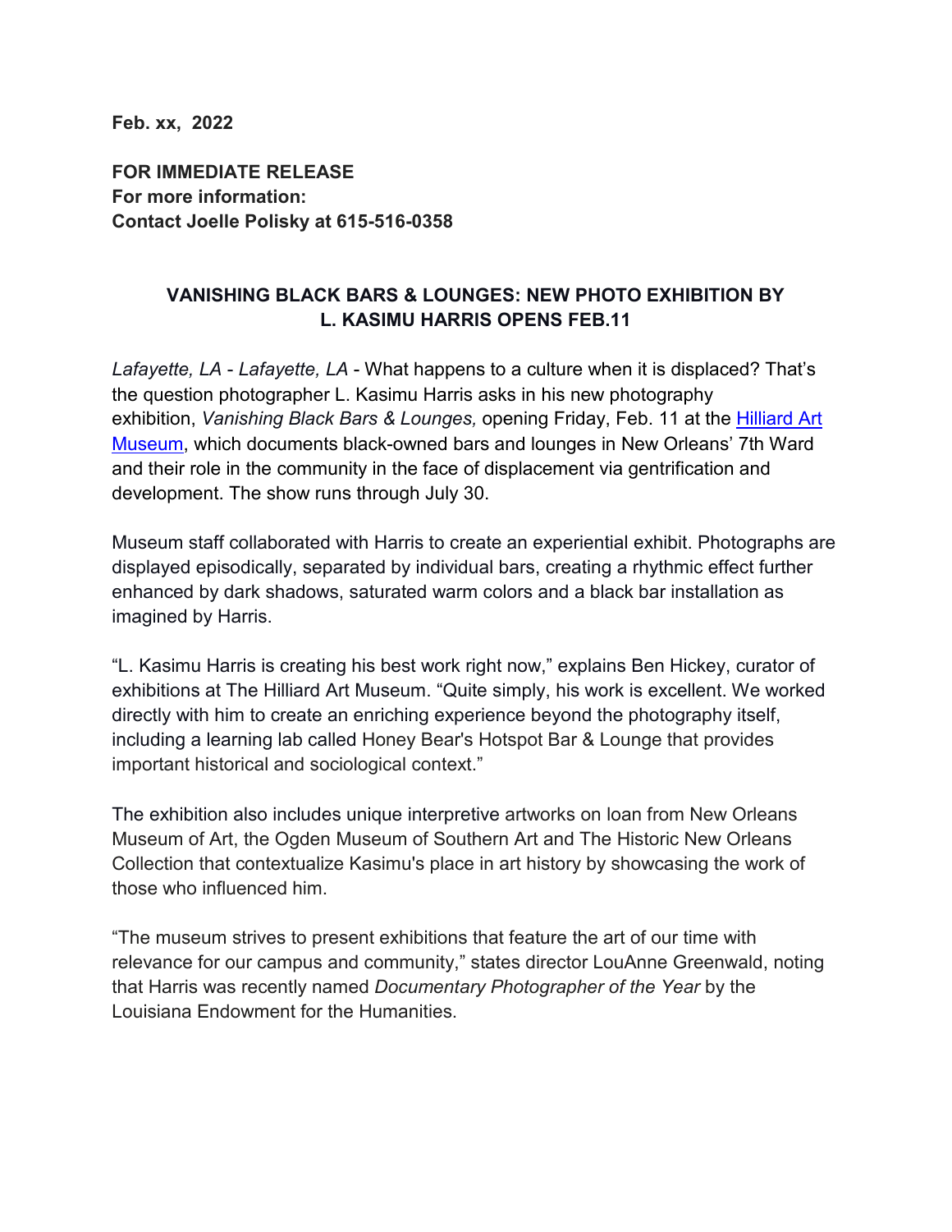**Feb. xx, 2022**

**FOR IMMEDIATE RELEASE**
**For more information:**
**Contact Joelle Polisky at 615-516-0358**

**VANISHING BLACK BARS & LOUNGES: NEW PHOTO EXHIBITION BY L. KASIMU HARRIS OPENS FEB.11**

*Lafayette, LA* - *Lafayette, LA* - What happens to a culture when it is displaced? That's the question photographer L. Kasimu Harris asks in his new photography exhibition, *Vanishing Black Bars & Lounges,* opening Friday, Feb. 11 at the Hilliard Art Museum, which documents black-owned bars and lounges in New Orleans' 7th Ward and their role in the community in the face of displacement via gentrification and development. The show runs through July 30.

Museum staff collaborated with Harris to create an experiential exhibit. Photographs are displayed episodically, separated by individual bars, creating a rhythmic effect further enhanced by dark shadows, saturated warm colors and a black bar installation as imagined by Harris.

"L. Kasimu Harris is creating his best work right now," explains Ben Hickey, curator of exhibitions at The Hilliard Art Museum. "Quite simply, his work is excellent. We worked directly with him to create an enriching experience beyond the photography itself, including a learning lab called Honey Bear's Hotspot Bar & Lounge that provides important historical and sociological context."

The exhibition also includes unique interpretive artworks on loan from New Orleans Museum of Art, the Ogden Museum of Southern Art and The Historic New Orleans Collection that contextualize Kasimu's place in art history by showcasing the work of those who influenced him.

"The museum strives to present exhibitions that feature the art of our time with relevance for our campus and community," states director LouAnne Greenwald, noting that Harris was recently named *Documentary Photographer of the Year* by the Louisiana Endowment for the Humanities.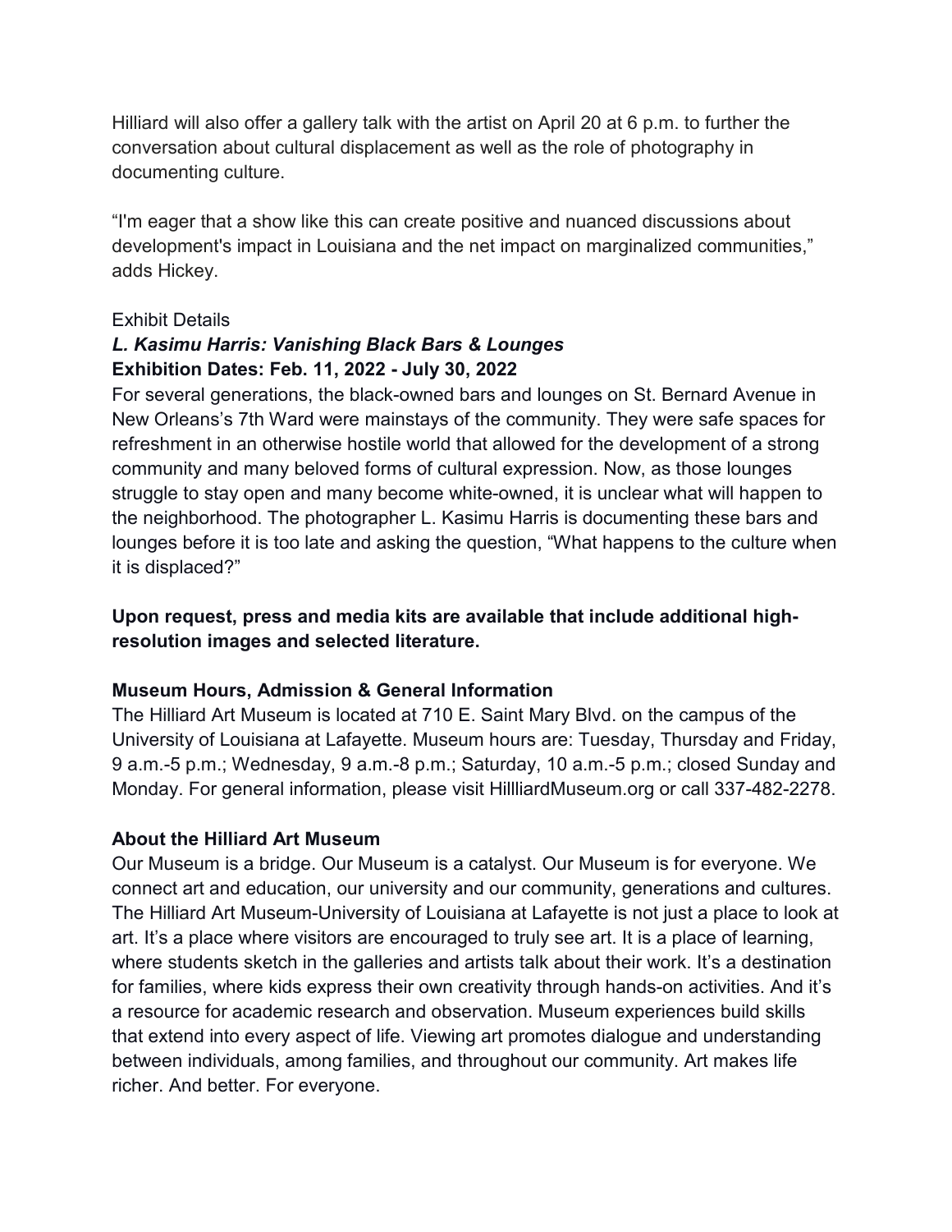Hilliard will also offer a gallery talk with the artist on April 20 at 6 p.m. to further the conversation about cultural displacement as well as the role of photography in documenting culture.

“I'm eager that a show like this can create positive and nuanced discussions about development's impact in Louisiana and the net impact on marginalized communities,” adds Hickey.

Exhibit Details

***L. Kasimu Harris: Vanishing Black Bars & Lounges***

**Exhibition Dates: Feb. 11, 2022 - July 30, 2022**

For several generations, the black-owned bars and lounges on St. Bernard Avenue in New Orleans's 7th Ward were mainstays of the community. They were safe spaces for refreshment in an otherwise hostile world that allowed for the development of a strong community and many beloved forms of cultural expression. Now, as those lounges struggle to stay open and many become white-owned, it is unclear what will happen to the neighborhood. The photographer L. Kasimu Harris is documenting these bars and lounges before it is too late and asking the question, “What happens to the culture when it is displaced?”

**Upon request, press and media kits are available that include additional high-resolution images and selected literature.**

**Museum Hours, Admission & General Information**

The Hilliard Art Museum is located at 710 E. Saint Mary Blvd. on the campus of the University of Louisiana at Lafayette. Museum hours are: Tuesday, Thursday and Friday, 9 a.m.-5 p.m.; Wednesday, 9 a.m.-8 p.m.; Saturday, 10 a.m.-5 p.m.; closed Sunday and Monday. For general information, please visit HillliardMuseum.org or call 337-482-2278.

**About the Hilliard Art Museum**

Our Museum is a bridge. Our Museum is a catalyst. Our Museum is for everyone. We connect art and education, our university and our community, generations and cultures. The Hilliard Art Museum-University of Louisiana at Lafayette is not just a place to look at art. It's a place where visitors are encouraged to truly see art. It is a place of learning, where students sketch in the galleries and artists talk about their work. It's a destination for families, where kids express their own creativity through hands-on activities. And it's a resource for academic research and observation. Museum experiences build skills that extend into every aspect of life. Viewing art promotes dialogue and understanding between individuals, among families, and throughout our community. Art makes life richer. And better. For everyone.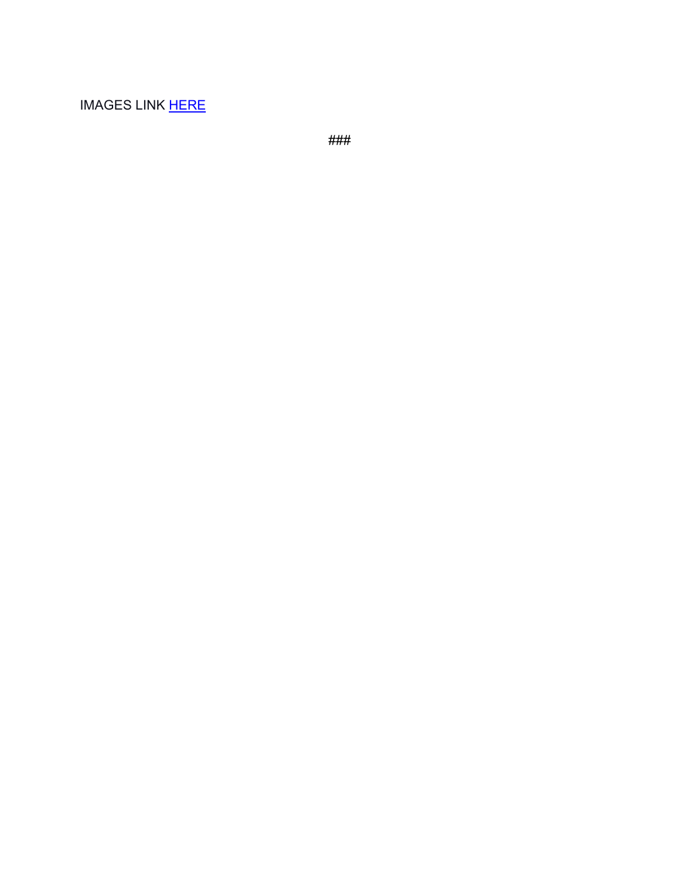IMAGES LINK HERE

###